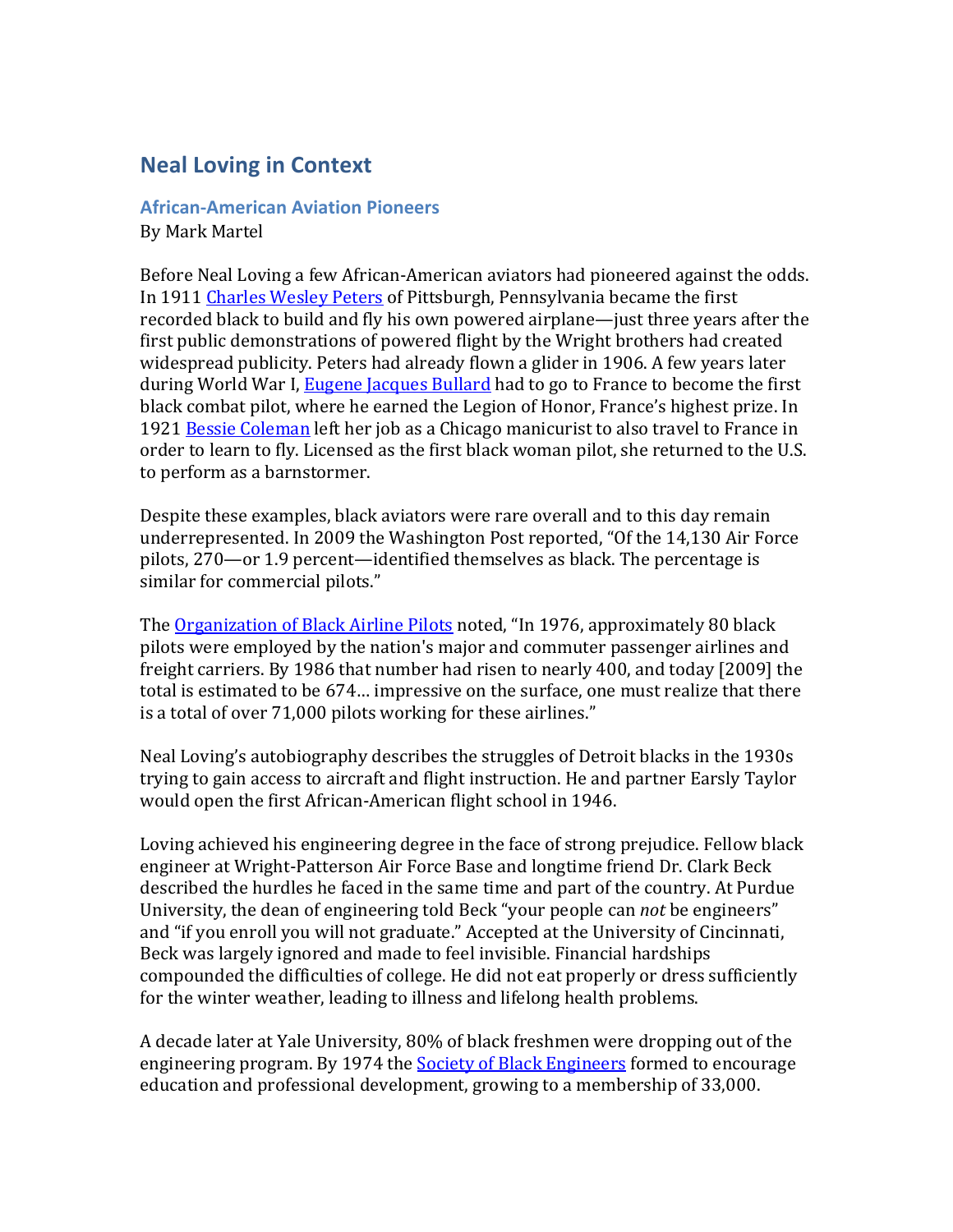# Neal Loving in Context

## African-American Aviation Pioneers

By Mark Martel

Before Neal Loving a few African-American aviators had pioneered against the odds. In 1911 [Charles Wesley Peters] of Pittsburgh, Pennsylvania became the first recorded black to build and fly his own powered airplane—just three years after the first public demonstrations of powered flight by the Wright brothers had created widespread publicity. Peters had already flown a glider in 1906. A few years later during World War I, [Eugene Jacques Bullard] had to go to France to become the first black combat pilot, where he earned the Legion of Honor, France's highest prize. In 1921 [Bessie Coleman] left her job as a Chicago manicurist to also travel to France in order to learn to fly. Licensed as the first black woman pilot, she returned to the U.S. to perform as a barnstormer.

Despite these examples, black aviators were rare overall and to this day remain underrepresented. In 2009 the Washington Post reported, "Of the 14,130 Air Force pilots, 270—or 1.9 percent—identified themselves as black. The percentage is similar for commercial pilots."

The [Organization of Black Airline Pilots] noted, "In 1976, approximately 80 black pilots were employed by the nation's major and commuter passenger airlines and freight carriers. By 1986 that number had risen to nearly 400, and today [2009] the total is estimated to be 674… impressive on the surface, one must realize that there is a total of over 71,000 pilots working for these airlines."

Neal Loving's autobiography describes the struggles of Detroit blacks in the 1930s trying to gain access to aircraft and flight instruction. He and partner Earsly Taylor would open the first African-American flight school in 1946.

Loving achieved his engineering degree in the face of strong prejudice. Fellow black engineer at Wright-Patterson Air Force Base and longtime friend Dr. Clark Beck described the hurdles he faced in the same time and part of the country. At Purdue University, the dean of engineering told Beck "your people can *not* be engineers" and "if you enroll you will not graduate." Accepted at the University of Cincinnati, Beck was largely ignored and made to feel invisible. Financial hardships compounded the difficulties of college. He did not eat properly or dress sufficiently for the winter weather, leading to illness and lifelong health problems.

A decade later at Yale University, 80% of black freshmen were dropping out of the engineering program. By 1974 the [Society of Black Engineers] formed to encourage education and professional development, growing to a membership of 33,000.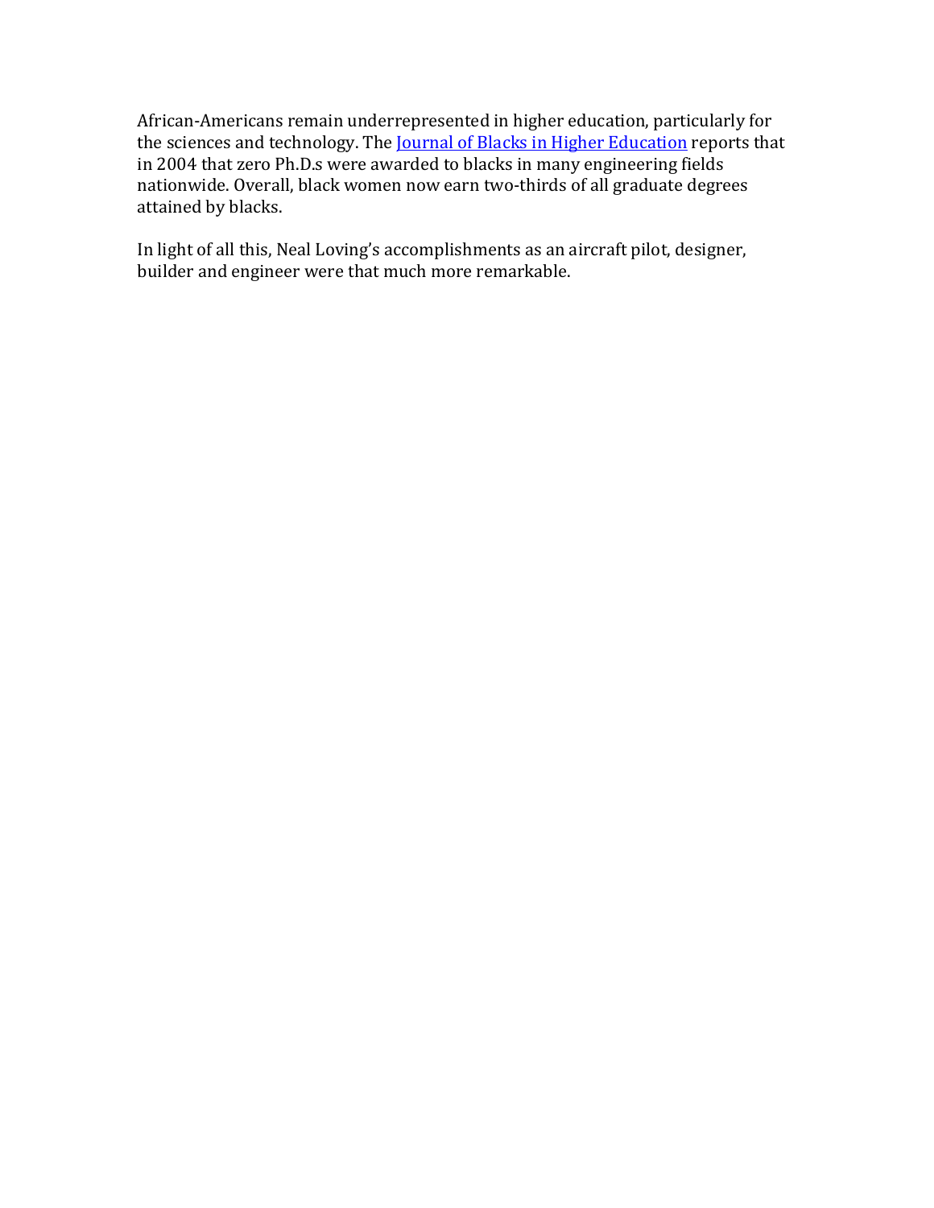African-Americans remain underrepresented in higher education, particularly for the sciences and technology. The Journal of Blacks in Higher Education reports that in 2004 that zero Ph.D.s were awarded to blacks in many engineering fields nationwide. Overall, black women now earn two-thirds of all graduate degrees attained by blacks.

In light of all this, Neal Loving's accomplishments as an aircraft pilot, designer, builder and engineer were that much more remarkable.